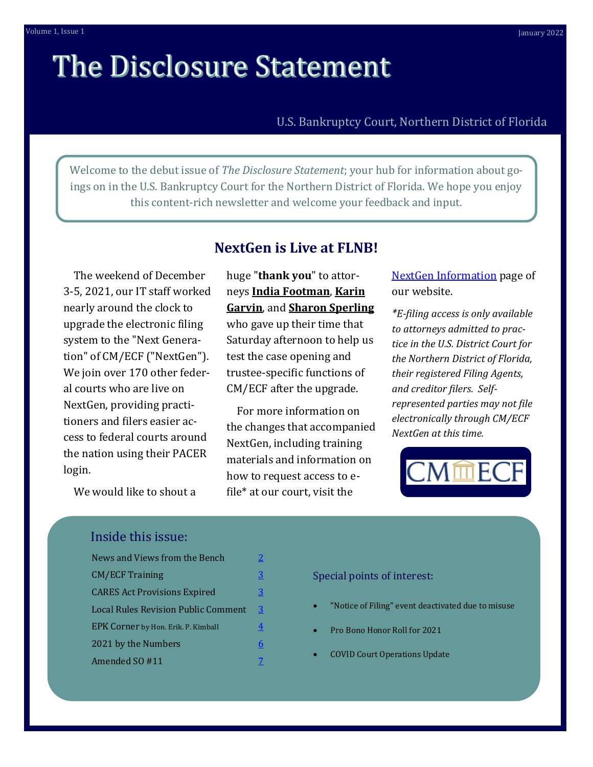# The Disclosure Statement

U.S. Bankruptcy Court, Northern District of Florida

Welcome to the debut issue of *The Disclosure Statement*; your hub for information about goings on in the U.S. Bankruptcy Court for the Northern District of Florida. We hope you enjoy this content-rich newsletter and welcome your feedback and input.

## NextGen is Live at FLNB!

The weekend of December 3-5, 2021, our IT staff worked nearly around the clock to upgrade the electronic filing system to the "Next Generation" of CM/ECF ("NextGen"). We join over 170 other federal courts who are live on NextGen, providing practitioners and filers easier access to federal courts around the nation using their PACER login.

We would like to shout a huge "**thank you**" to attorneys **India Footman**, **Karin Garvin**, and **Sharon Sperling** who gave up their time that Saturday afternoon to help us test the case opening and trustee-specific functions of CM/ECF after the upgrade.

For more information on the changes that accompanied NextGen, including training materials and information on how to request access to e-file* at our court, visit the NextGen Information page of our website.

*\*E-filing access is only available to attorneys admitted to practice in the U.S. District Court for the Northern District of Florida, their registered Filing Agents, and creditor filers. Self-represented parties may not file electronically through CM/ECF NextGen at this time.*

CM/ECF

### Inside this issue:

| | |
|---|---|
| News and Views from the Bench | 2 |
| CM/ECF Training | 3 |
| CARES Act Provisions Expired | 3 |
| Local Rules Revision Public Comment | 3 |
| EPK Corner by Hon. Erik. P. Kimball | 4 |
| 2021 by the Numbers | 6 |
| Amended SO #11 | 7 |

### Special points of interest:

- "Notice of Filing" event deactivated due to misuse
- Pro Bono Honor Roll for 2021
- COVID Court Operations Update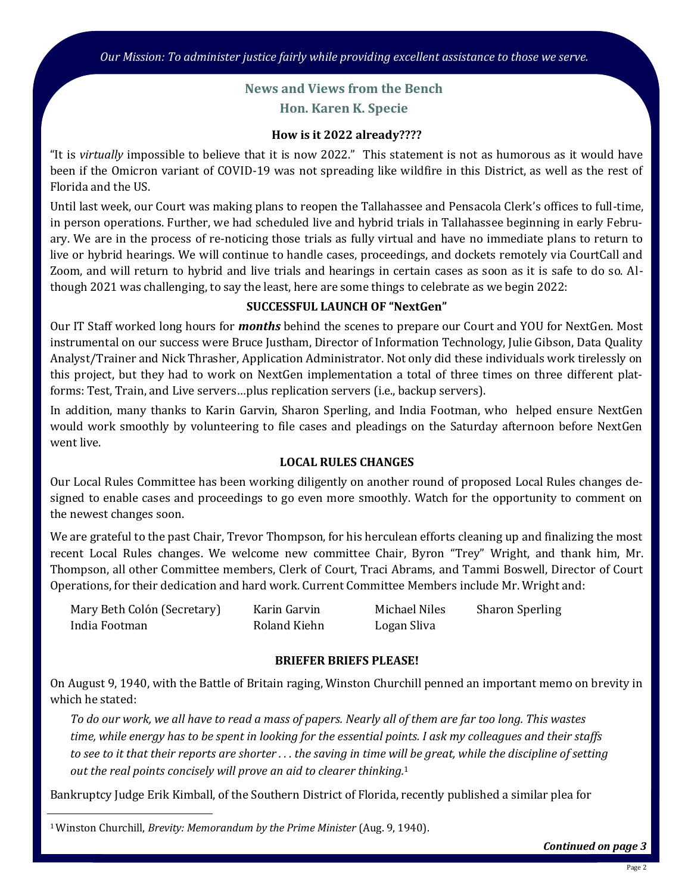*Our Mission: To administer justice fairly while providing excellent assistance to those we serve.*

## News and Views from the Bench

## Hon. Karen K. Specie

### How is it 2022 already????

"It is *virtually* impossible to believe that it is now 2022." This statement is not as humorous as it would have been if the Omicron variant of COVID-19 was not spreading like wildfire in this District, as well as the rest of Florida and the US.

Until last week, our Court was making plans to reopen the Tallahassee and Pensacola Clerk's offices to full-time, in person operations. Further, we had scheduled live and hybrid trials in Tallahassee beginning in early February. We are in the process of re-noticing those trials as fully virtual and have no immediate plans to return to live or hybrid hearings. We will continue to handle cases, proceedings, and dockets remotely via CourtCall and Zoom, and will return to hybrid and live trials and hearings in certain cases as soon as it is safe to do so. Although 2021 was challenging, to say the least, here are some things to celebrate as we begin 2022:

### SUCCESSFUL LAUNCH OF "NextGen"

Our IT Staff worked long hours for ***months*** behind the scenes to prepare our Court and YOU for NextGen. Most instrumental on our success were Bruce Justham, Director of Information Technology, Julie Gibson, Data Quality Analyst/Trainer and Nick Thrasher, Application Administrator. Not only did these individuals work tirelessly on this project, but they had to work on NextGen implementation a total of three times on three different platforms: Test, Train, and Live servers…plus replication servers (i.e., backup servers).

In addition, many thanks to Karin Garvin, Sharon Sperling, and India Footman, who helped ensure NextGen would work smoothly by volunteering to file cases and pleadings on the Saturday afternoon before NextGen went live.

### LOCAL RULES CHANGES

Our Local Rules Committee has been working diligently on another round of proposed Local Rules changes designed to enable cases and proceedings to go even more smoothly. Watch for the opportunity to comment on the newest changes soon.

We are grateful to the past Chair, Trevor Thompson, for his herculean efforts cleaning up and finalizing the most recent Local Rules changes. We welcome new committee Chair, Byron "Trey" Wright, and thank him, Mr. Thompson, all other Committee members, Clerk of Court, Traci Abrams, and Tammi Boswell, Director of Court Operations, for their dedication and hard work. Current Committee Members include Mr. Wright and:

- Mary Beth Colón (Secretary)
- Karin Garvin
- Michael Niles
- Sharon Sperling
- India Footman
- Roland Kiehn
- Logan Sliva

### BRIEFER BRIEFS PLEASE!

On August 9, 1940, with the Battle of Britain raging, Winston Churchill penned an important memo on brevity in which he stated:

> *To do our work, we all have to read a mass of papers. Nearly all of them are far too long. This wastes time, while energy has to be spent in looking for the essential points. I ask my colleagues and their staffs to see to it that their reports are shorter . . . the saving in time will be great, while the discipline of setting out the real points concisely will prove an aid to clearer thinking.*[1]

Bankruptcy Judge Erik Kimball, of the Southern District of Florida, recently published a similar plea for

***Continued on page 3***

[1] Winston Churchill, *Brevity: Memorandum by the Prime Minister* (Aug. 9, 1940).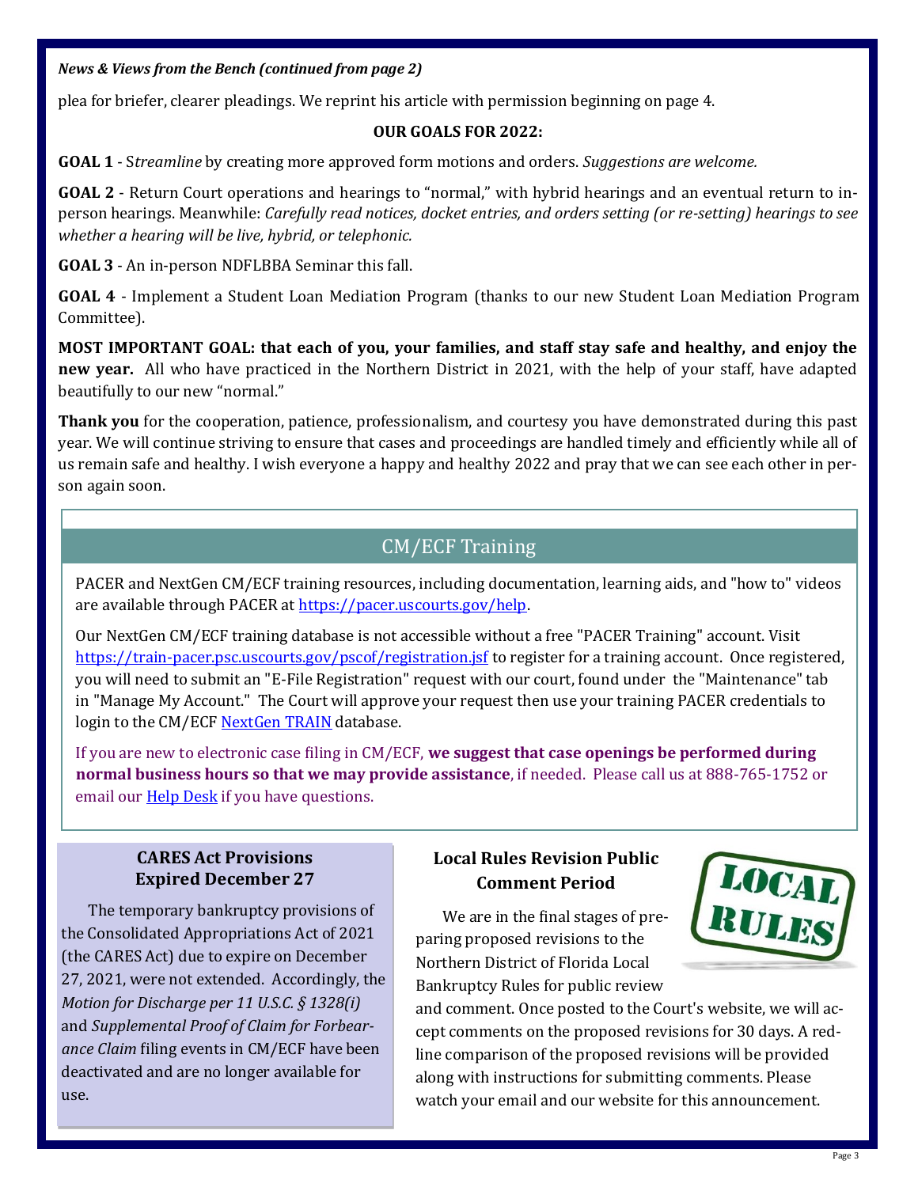*News & Views from the Bench (continued from page 2)*

plea for briefer, clearer pleadings. We reprint his article with permission beginning on page 4.

**OUR GOALS FOR 2022:**

**GOAL 1** - S*treamline* by creating more approved form motions and orders. *Suggestions are welcome.*

**GOAL 2** - Return Court operations and hearings to "normal," with hybrid hearings and an eventual return to in-person hearings. Meanwhile: *Carefully read notices, docket entries, and orders setting (or re-setting) hearings to see whether a hearing will be live, hybrid, or telephonic.*

**GOAL 3** - An in-person NDFLBBA Seminar this fall.

**GOAL 4** - Implement a Student Loan Mediation Program (thanks to our new Student Loan Mediation Program Committee).

**MOST IMPORTANT GOAL: that each of you, your families, and staff stay safe and healthy, and enjoy the new year.** All who have practiced in the Northern District in 2021, with the help of your staff, have adapted beautifully to our new "normal."

**Thank you** for the cooperation, patience, professionalism, and courtesy you have demonstrated during this past year. We will continue striving to ensure that cases and proceedings are handled timely and efficiently while all of us remain safe and healthy. I wish everyone a happy and healthy 2022 and pray that we can see each other in person again soon.

## CM/ECF Training

PACER and NextGen CM/ECF training resources, including documentation, learning aids, and "how to" videos are available through PACER at https://pacer.uscourts.gov/help.

Our NextGen CM/ECF training database is not accessible without a free "PACER Training" account. Visit https://train-pacer.psc.uscourts.gov/pscof/registration.jsf to register for a training account. Once registered, you will need to submit an "E-File Registration" request with our court, found under the "Maintenance" tab in "Manage My Account." The Court will approve your request then use your training PACER credentials to login to the CM/ECF NextGen TRAIN database.

If you are new to electronic case filing in CM/ECF, **we suggest that case openings be performed during normal business hours so that we may provide assistance**, if needed. Please call us at 888-765-1752 or email our Help Desk if you have questions.

### CARES Act Provisions Expired December 27

The temporary bankruptcy provisions of the Consolidated Appropriations Act of 2021 (the CARES Act) due to expire on December 27, 2021, were not extended. Accordingly, the *Motion for Discharge per 11 U.S.C. § 1328(i)* and *Supplemental Proof of Claim for Forbearance Claim* filing events in CM/ECF have been deactivated and are no longer available for use.

### Local Rules Revision Public Comment Period

We are in the final stages of preparing proposed revisions to the Northern District of Florida Local Bankruptcy Rules for public review and comment. Once posted to the Court's website, we will accept comments on the proposed revisions for 30 days. A redline comparison of the proposed revisions will be provided along with instructions for submitting comments. Please watch your email and our website for this announcement.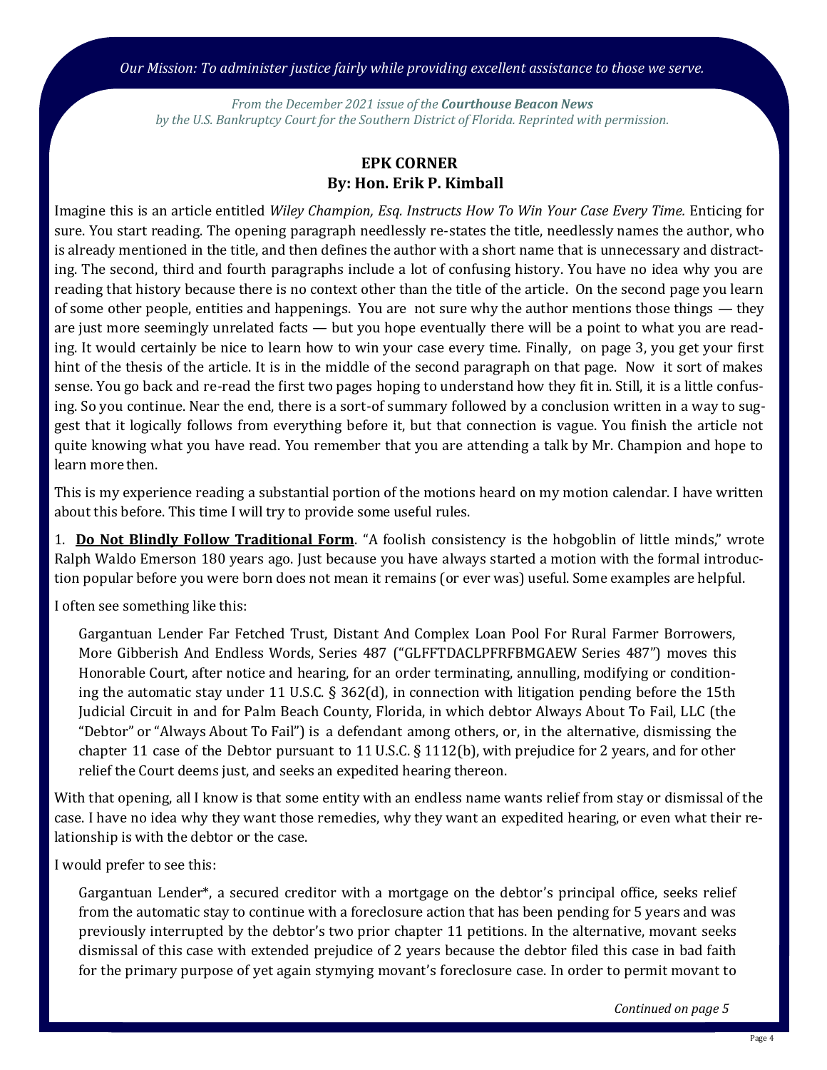*Our Mission: To administer justice fairly while providing excellent assistance to those we serve.*

*From the December 2021 issue of the **Courthouse Beacon News** by the U.S. Bankruptcy Court for the Southern District of Florida. Reprinted with permission.*

## EPK CORNER
### By: Hon. Erik P. Kimball

Imagine this is an article entitled *Wiley Champion, Esq. Instructs How To Win Your Case Every Time.* Enticing for sure. You start reading. The opening paragraph needlessly re-states the title, needlessly names the author, who is already mentioned in the title, and then defines the author with a short name that is unnecessary and distracting. The second, third and fourth paragraphs include a lot of confusing history. You have no idea why you are reading that history because there is no context other than the title of the article. On the second page you learn of some other people, entities and happenings. You are not sure why the author mentions those things — they are just more seemingly unrelated facts — but you hope eventually there will be a point to what you are reading. It would certainly be nice to learn how to win your case every time. Finally, on page 3, you get your first hint of the thesis of the article. It is in the middle of the second paragraph on that page. Now it sort of makes sense. You go back and re-read the first two pages hoping to understand how they fit in. Still, it is a little confusing. So you continue. Near the end, there is a sort-of summary followed by a conclusion written in a way to suggest that it logically follows from everything before it, but that connection is vague. You finish the article not quite knowing what you have read. You remember that you are attending a talk by Mr. Champion and hope to learn more then.

This is my experience reading a substantial portion of the motions heard on my motion calendar. I have written about this before. This time I will try to provide some useful rules.

1. **<u>Do Not Blindly Follow Traditional Form</u>**. "A foolish consistency is the hobgoblin of little minds," wrote Ralph Waldo Emerson 180 years ago. Just because you have always started a motion with the formal introduction popular before you were born does not mean it remains (or ever was) useful. Some examples are helpful.

I often see something like this:

> Gargantuan Lender Far Fetched Trust, Distant And Complex Loan Pool For Rural Farmer Borrowers, More Gibberish And Endless Words, Series 487 ("GLFFTDACLPFRFBMGAEW Series 487") moves this Honorable Court, after notice and hearing, for an order terminating, annulling, modifying or conditioning the automatic stay under 11 U.S.C. § 362(d), in connection with litigation pending before the 15th Judicial Circuit in and for Palm Beach County, Florida, in which debtor Always About To Fail, LLC (the "Debtor" or "Always About To Fail") is a defendant among others, or, in the alternative, dismissing the chapter 11 case of the Debtor pursuant to 11 U.S.C. § 1112(b), with prejudice for 2 years, and for other relief the Court deems just, and seeks an expedited hearing thereon.

With that opening, all I know is that some entity with an endless name wants relief from stay or dismissal of the case. I have no idea why they want those remedies, why they want an expedited hearing, or even what their relationship is with the debtor or the case.

I would prefer to see this:

> Gargantuan Lender*, a secured creditor with a mortgage on the debtor's principal office, seeks relief from the automatic stay to continue with a foreclosure action that has been pending for 5 years and was previously interrupted by the debtor's two prior chapter 11 petitions. In the alternative, movant seeks dismissal of this case with extended prejudice of 2 years because the debtor filed this case in bad faith for the primary purpose of yet again stymying movant's foreclosure case. In order to permit movant to

*Continued on page 5*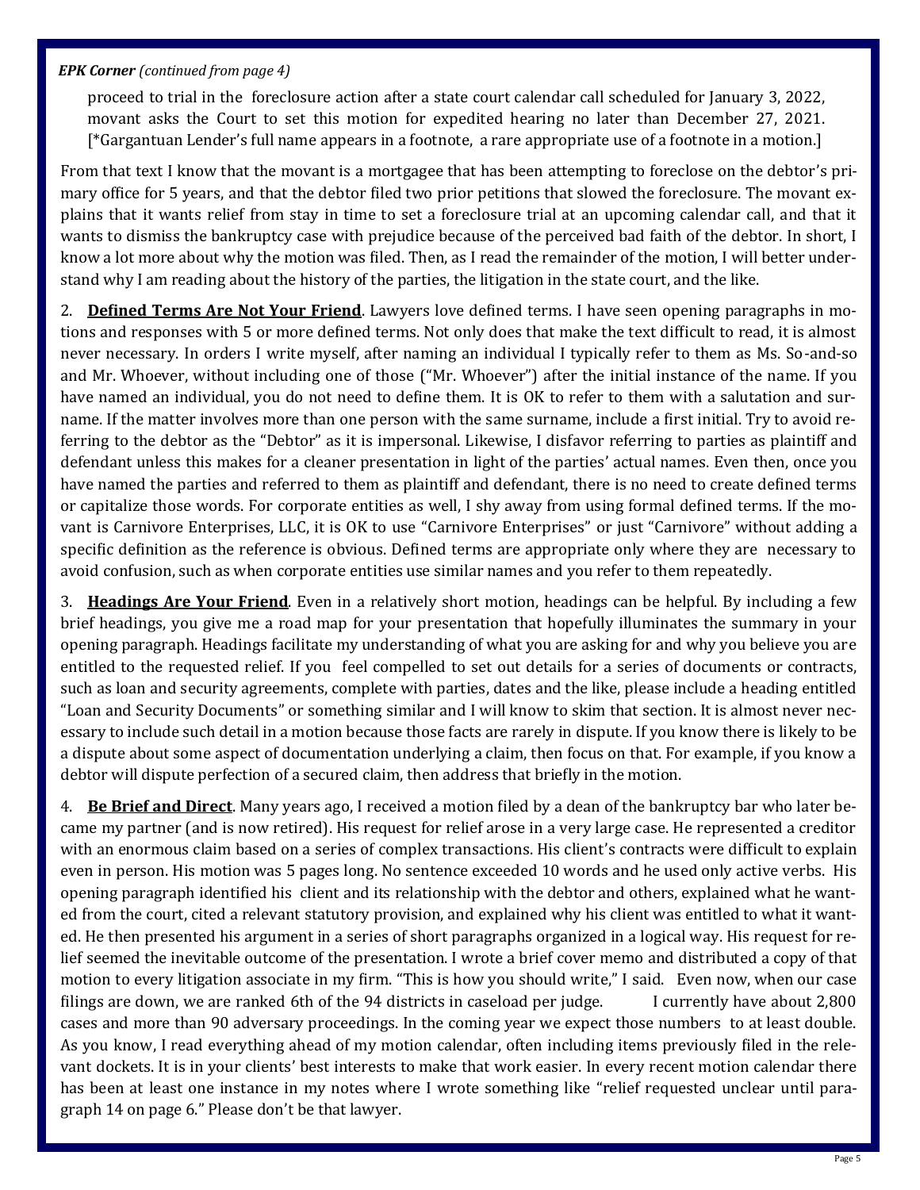***EPK Corner*** *(continued from page 4)*

> proceed to trial in the foreclosure action after a state court calendar call scheduled for January 3, 2022, movant asks the Court to set this motion for expedited hearing no later than December 27, 2021. [*Gargantuan Lender's full name appears in a footnote, a rare appropriate use of a footnote in a motion.]

From that text I know that the movant is a mortgagee that has been attempting to foreclose on the debtor's primary office for 5 years, and that the debtor filed two prior petitions that slowed the foreclosure. The movant explains that it wants relief from stay in time to set a foreclosure trial at an upcoming calendar call, and that it wants to dismiss the bankruptcy case with prejudice because of the perceived bad faith of the debtor. In short, I know a lot more about why the motion was filed. Then, as I read the remainder of the motion, I will better understand why I am reading about the history of the parties, the litigation in the state court, and the like.

2. **Defined Terms Are Not Your Friend**. Lawyers love defined terms. I have seen opening paragraphs in motions and responses with 5 or more defined terms. Not only does that make the text difficult to read, it is almost never necessary. In orders I write myself, after naming an individual I typically refer to them as Ms. So-and-so and Mr. Whoever, without including one of those ("Mr. Whoever") after the initial instance of the name. If you have named an individual, you do not need to define them. It is OK to refer to them with a salutation and surname. If the matter involves more than one person with the same surname, include a first initial. Try to avoid referring to the debtor as the "Debtor" as it is impersonal. Likewise, I disfavor referring to parties as plaintiff and defendant unless this makes for a cleaner presentation in light of the parties' actual names. Even then, once you have named the parties and referred to them as plaintiff and defendant, there is no need to create defined terms or capitalize those words. For corporate entities as well, I shy away from using formal defined terms. If the movant is Carnivore Enterprises, LLC, it is OK to use "Carnivore Enterprises" or just "Carnivore" without adding a specific definition as the reference is obvious. Defined terms are appropriate only where they are necessary to avoid confusion, such as when corporate entities use similar names and you refer to them repeatedly.

3. **Headings Are Your Friend**. Even in a relatively short motion, headings can be helpful. By including a few brief headings, you give me a road map for your presentation that hopefully illuminates the summary in your opening paragraph. Headings facilitate my understanding of what you are asking for and why you believe you are entitled to the requested relief. If you feel compelled to set out details for a series of documents or contracts, such as loan and security agreements, complete with parties, dates and the like, please include a heading entitled "Loan and Security Documents" or something similar and I will know to skim that section. It is almost never necessary to include such detail in a motion because those facts are rarely in dispute. If you know there is likely to be a dispute about some aspect of documentation underlying a claim, then focus on that. For example, if you know a debtor will dispute perfection of a secured claim, then address that briefly in the motion.

4. **Be Brief and Direct**. Many years ago, I received a motion filed by a dean of the bankruptcy bar who later became my partner (and is now retired). His request for relief arose in a very large case. He represented a creditor with an enormous claim based on a series of complex transactions. His client's contracts were difficult to explain even in person. His motion was 5 pages long. No sentence exceeded 10 words and he used only active verbs. His opening paragraph identified his client and its relationship with the debtor and others, explained what he wanted from the court, cited a relevant statutory provision, and explained why his client was entitled to what it wanted. He then presented his argument in a series of short paragraphs organized in a logical way. His request for relief seemed the inevitable outcome of the presentation. I wrote a brief cover memo and distributed a copy of that motion to every litigation associate in my firm. "This is how you should write," I said. Even now, when our case filings are down, we are ranked 6th of the 94 districts in caseload per judge. I currently have about 2,800 cases and more than 90 adversary proceedings. In the coming year we expect those numbers to at least double. As you know, I read everything ahead of my motion calendar, often including items previously filed in the relevant dockets. It is in your clients' best interests to make that work easier. In every recent motion calendar there has been at least one instance in my notes where I wrote something like "relief requested unclear until paragraph 14 on page 6." Please don't be that lawyer.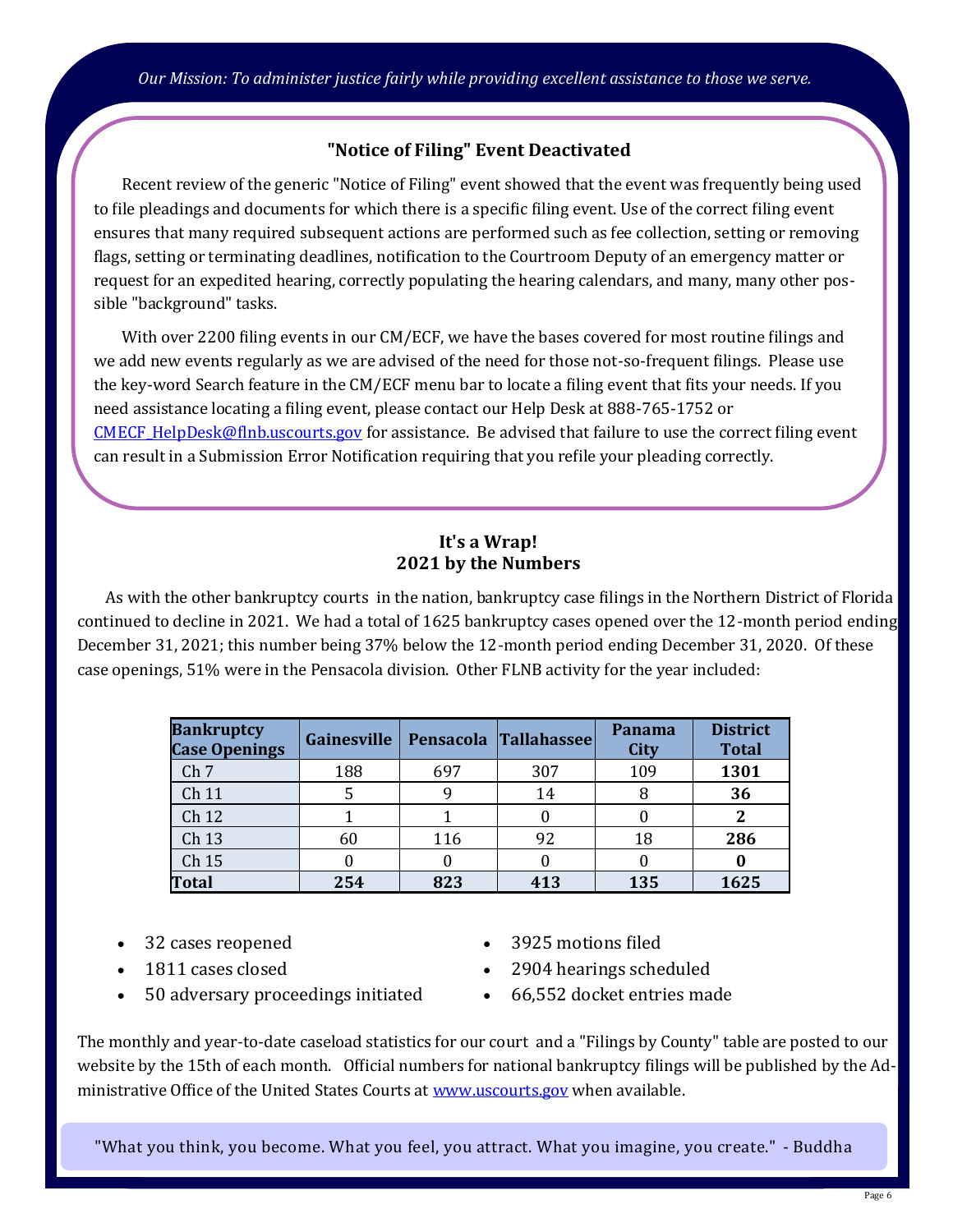*Our Mission: To administer justice fairly while providing excellent assistance to those we serve.*

## "Notice of Filing" Event Deactivated

Recent review of the generic "Notice of Filing" event showed that the event was frequently being used to file pleadings and documents for which there is a specific filing event. Use of the correct filing event ensures that many required subsequent actions are performed such as fee collection, setting or removing flags, setting or terminating deadlines, notification to the Courtroom Deputy of an emergency matter or request for an expedited hearing, correctly populating the hearing calendars, and many, many other possible "background" tasks.

With over 2200 filing events in our CM/ECF, we have the bases covered for most routine filings and we add new events regularly as we are advised of the need for those not-so-frequent filings. Please use the key-word Search feature in the CM/ECF menu bar to locate a filing event that fits your needs. If you need assistance locating a filing event, please contact our Help Desk at 888-765-1752 or CMECF_HelpDesk@flnb.uscourts.gov for assistance. Be advised that failure to use the correct filing event can result in a Submission Error Notification requiring that you refile your pleading correctly.

## It's a Wrap! 2021 by the Numbers

As with the other bankruptcy courts in the nation, bankruptcy case filings in the Northern District of Florida continued to decline in 2021. We had a total of 1625 bankruptcy cases opened over the 12-month period ending December 31, 2021; this number being 37% below the 12-month period ending December 31, 2020. Of these case openings, 51% were in the Pensacola division. Other FLNB activity for the year included:

| Bankruptcy Case Openings | Gainesville | Pensacola | Tallahassee | Panama City | District Total |
|---|---|---|---|---|---|
| Ch 7 | 188 | 697 | 307 | 109 | **1301** |
| Ch 11 | 5 | 9 | 14 | 8 | **36** |
| Ch 12 | 1 | 1 | 0 | 0 | **2** |
| Ch 13 | 60 | 116 | 92 | 18 | **286** |
| Ch 15 | 0 | 0 | 0 | 0 | **0** |
| **Total** | **254** | **823** | **413** | **135** | **1625** |

- 32 cases reopened
- 1811 cases closed
- 50 adversary proceedings initiated
- 3925 motions filed
- 2904 hearings scheduled
- 66,552 docket entries made

The monthly and year-to-date caseload statistics for our court and a "Filings by County" table are posted to our website by the 15th of each month. Official numbers for national bankruptcy filings will be published by the Administrative Office of the United States Courts at www.uscourts.gov when available.

"What you think, you become. What you feel, you attract. What you imagine, you create." - Buddha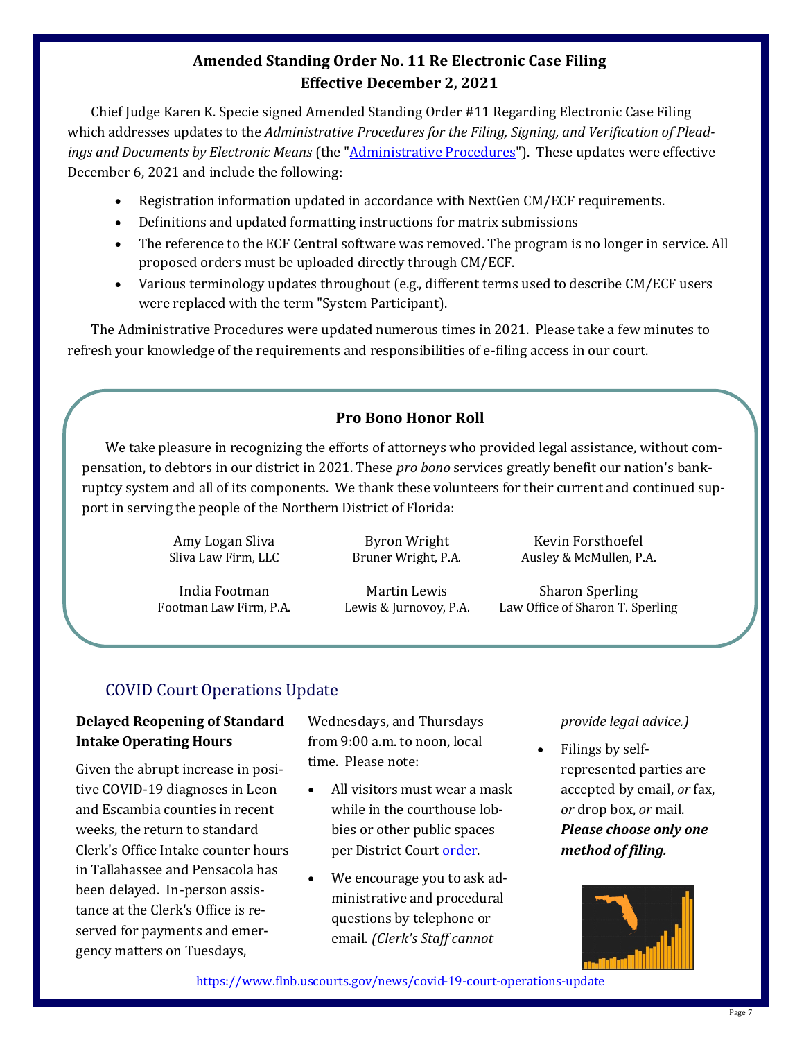## Amended Standing Order No. 11 Re Electronic Case Filing Effective December 2, 2021

Chief Judge Karen K. Specie signed Amended Standing Order #11 Regarding Electronic Case Filing which addresses updates to the *Administrative Procedures for the Filing, Signing, and Verification of Pleadings and Documents by Electronic Means* (the "Administrative Procedures"). These updates were effective December 6, 2021 and include the following:

- Registration information updated in accordance with NextGen CM/ECF requirements.
- Definitions and updated formatting instructions for matrix submissions
- The reference to the ECF Central software was removed. The program is no longer in service. All proposed orders must be uploaded directly through CM/ECF.
- Various terminology updates throughout (e.g., different terms used to describe CM/ECF users were replaced with the term "System Participant).

The Administrative Procedures were updated numerous times in 2021. Please take a few minutes to refresh your knowledge of the requirements and responsibilities of e-filing access in our court.

## Pro Bono Honor Roll

We take pleasure in recognizing the efforts of attorneys who provided legal assistance, without compensation, to debtors in our district in 2021. These *pro bono* services greatly benefit our nation's bankruptcy system and all of its components. We thank these volunteers for their current and continued support in serving the people of the Northern District of Florida:

Amy Logan Sliva
Sliva Law Firm, LLC

Byron Wright
Bruner Wright, P.A.

Kevin Forsthoefel
Ausley & McMullen, P.A.

India Footman
Footman Law Firm, P.A.

Martin Lewis
Lewis & Jurnovoy, P.A.

Sharon Sperling
Law Office of Sharon T. Sperling

## COVID Court Operations Update

**Delayed Reopening of Standard Intake Operating Hours**

Given the abrupt increase in positive COVID-19 diagnoses in Leon and Escambia counties in recent weeks, the return to standard Clerk's Office Intake counter hours in Tallahassee and Pensacola has been delayed. In-person assistance at the Clerk's Office is reserved for payments and emergency matters on Tuesdays, Wednesdays, and Thursdays from 9:00 a.m. to noon, local time. Please note:

- All visitors must wear a mask while in the courthouse lobbies or other public spaces per District Court order.
- We encourage you to ask administrative and procedural questions by telephone or email. *(Clerk's Staff cannot provide legal advice.)*
- Filings by self-represented parties are accepted by email, *or* fax, *or* drop box, *or* mail. ***Please choose only one method of filing.***

https://www.flnb.uscourts.gov/news/covid-19-court-operations-update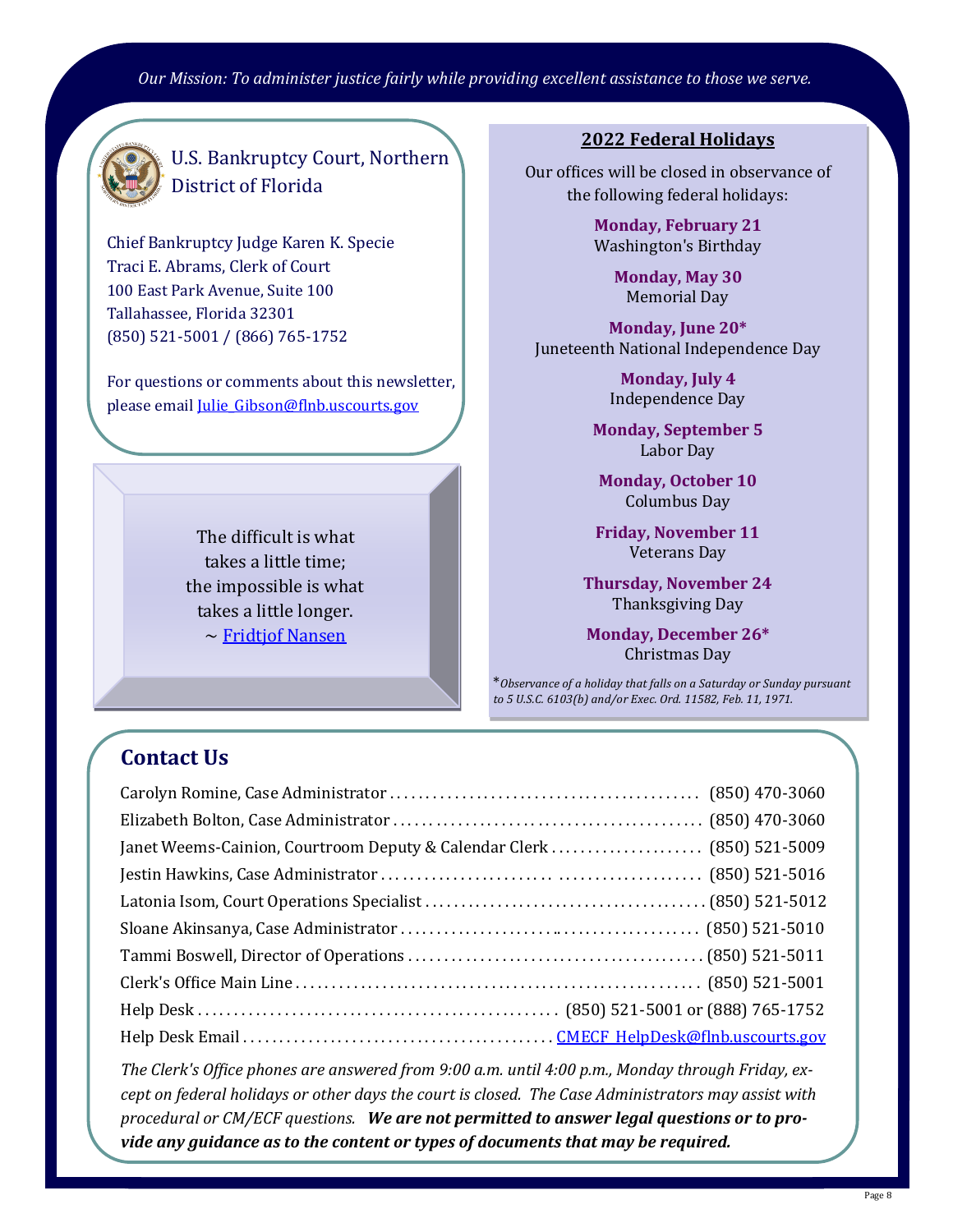*Our Mission: To administer justice fairly while providing excellent assistance to those we serve.*

U.S. Bankruptcy Court, Northern District of Florida

Chief Bankruptcy Judge Karen K. Specie
Traci E. Abrams, Clerk of Court
100 East Park Avenue, Suite 100
Tallahassee, Florida 32301
(850) 521-5001 / (866) 765-1752

For questions or comments about this newsletter, please email [Julie_Gibson@flnb.uscourts.gov](mailto:Julie_Gibson@flnb.uscourts.gov)

The difficult is what takes a little time; the impossible is what takes a little longer.
~ Fridtjof Nansen

## 2022 Federal Holidays

Our offices will be closed in observance of the following federal holidays:

**Monday, February 21**
Washington's Birthday

**Monday, May 30**
Memorial Day

**Monday, June 20***
Juneteenth National Independence Day

**Monday, July 4**
Independence Day

**Monday, September 5**
Labor Day

**Monday, October 10**
Columbus Day

**Friday, November 11**
Veterans Day

**Thursday, November 24**
Thanksgiving Day

**Monday, December 26***
Christmas Day

**Observance of a holiday that falls on a Saturday or Sunday pursuant to 5 U.S.C. 6103(b) and/or Exec. Ord. 11582, Feb. 11, 1971.*

## Contact Us

| | |
|---|---|
| Carolyn Romine, Case Administrator | (850) 470-3060 |
| Elizabeth Bolton, Case Administrator | (850) 470-3060 |
| Janet Weems-Cainion, Courtroom Deputy & Calendar Clerk | (850) 521-5009 |
| Jestin Hawkins, Case Administrator | (850) 521-5016 |
| Latonia Isom, Court Operations Specialist | (850) 521-5012 |
| Sloane Akinsanya, Case Administrator | (850) 521-5010 |
| Tammi Boswell, Director of Operations | (850) 521-5011 |
| Clerk's Office Main Line | (850) 521-5001 |
| Help Desk | (850) 521-5001 or (888) 765-1752 |
| Help Desk Email | [CMECF_HelpDesk@flnb.uscourts.gov](mailto:CMECF_HelpDesk@flnb.uscourts.gov) |

*The Clerk's Office phones are answered from 9:00 a.m. until 4:00 p.m., Monday through Friday, except on federal holidays or other days the court is closed. The Case Administrators may assist with procedural or CM/ECF questions.* ***We are not permitted to answer legal questions or to provide any guidance as to the content or types of documents that may be required.***